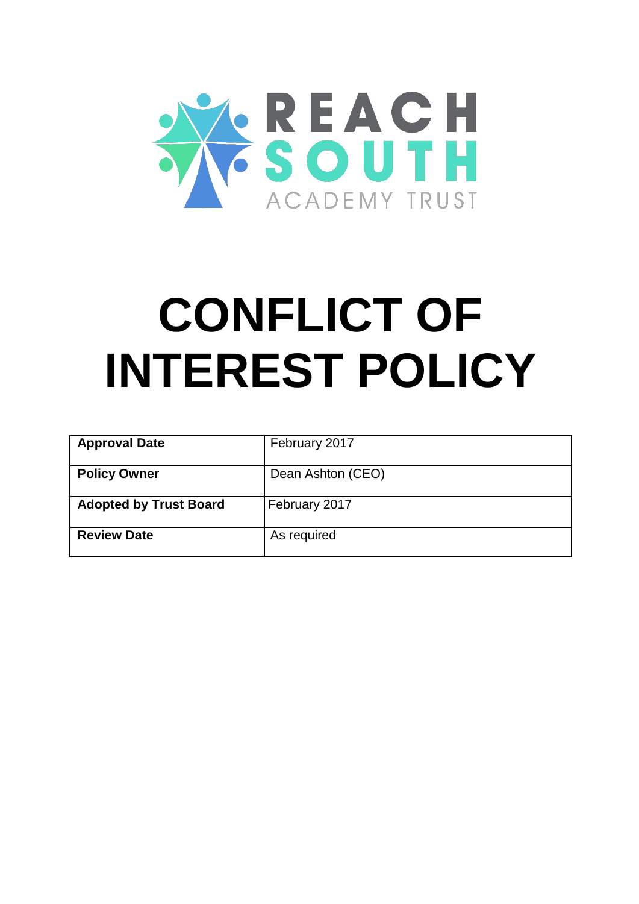REACH SOUTH ACADEMY TRUST

# CONFLICT OF INTEREST POLICY

| **Approval Date** | February 2017 |
| --- | --- |
| **Policy Owner** | Dean Ashton (CEO) |
| **Adopted by Trust Board** | February 2017 |
| **Review Date** | As required |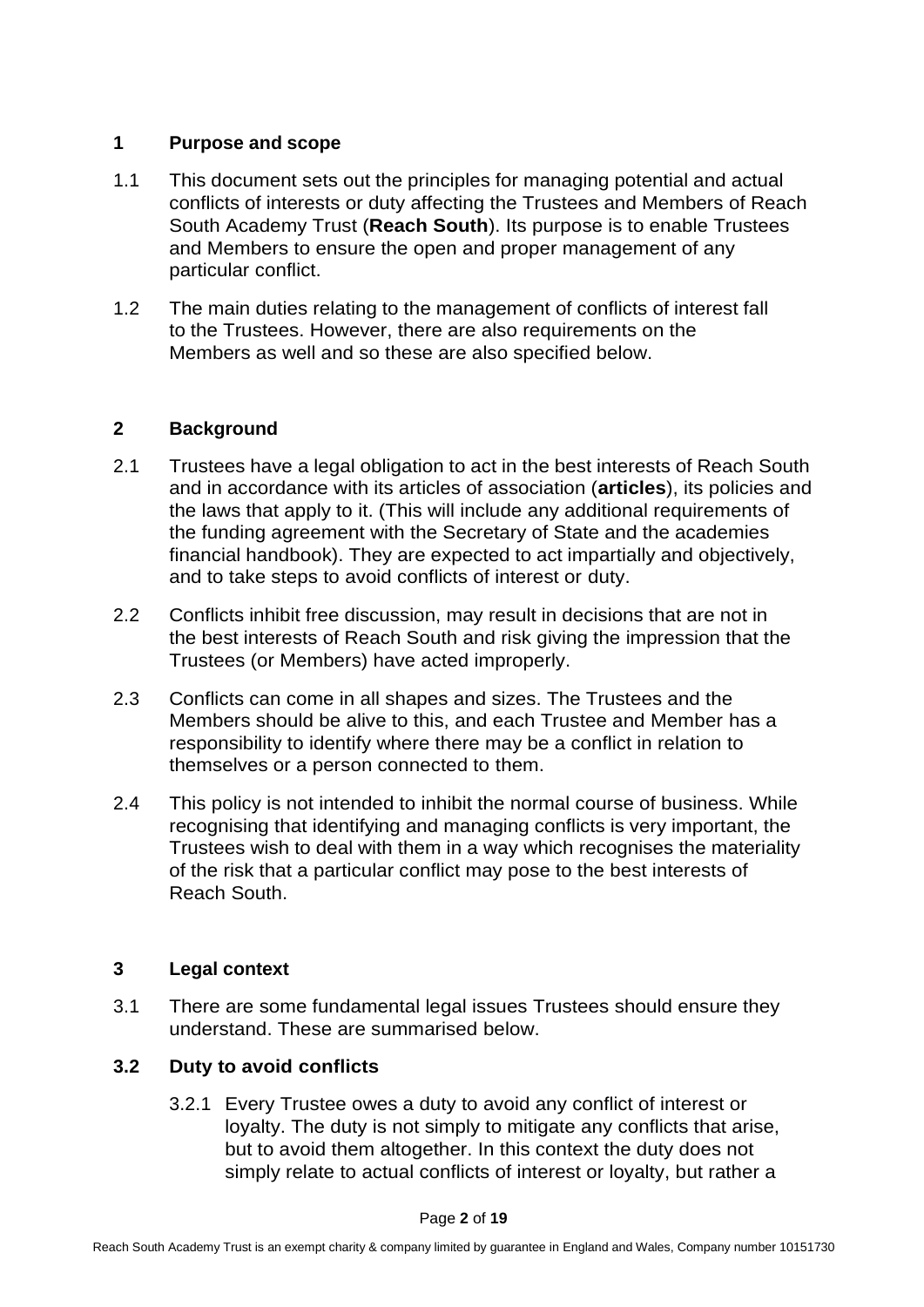## 1 Purpose and scope

1.1 This document sets out the principles for managing potential and actual conflicts of interests or duty affecting the Trustees and Members of Reach South Academy Trust (**Reach South**). Its purpose is to enable Trustees and Members to ensure the open and proper management of any particular conflict.

1.2 The main duties relating to the management of conflicts of interest fall to the Trustees. However, there are also requirements on the Members as well and so these are also specified below.

## 2 Background

2.1 Trustees have a legal obligation to act in the best interests of Reach South and in accordance with its articles of association (**articles**), its policies and the laws that apply to it. (This will include any additional requirements of the funding agreement with the Secretary of State and the academies financial handbook). They are expected to act impartially and objectively, and to take steps to avoid conflicts of interest or duty.

2.2 Conflicts inhibit free discussion, may result in decisions that are not in the best interests of Reach South and risk giving the impression that the Trustees (or Members) have acted improperly.

2.3 Conflicts can come in all shapes and sizes. The Trustees and the Members should be alive to this, and each Trustee and Member has a responsibility to identify where there may be a conflict in relation to themselves or a person connected to them.

2.4 This policy is not intended to inhibit the normal course of business. While recognising that identifying and managing conflicts is very important, the Trustees wish to deal with them in a way which recognises the materiality of the risk that a particular conflict may pose to the best interests of Reach South.

## 3 Legal context

3.1 There are some fundamental legal issues Trustees should ensure they understand. These are summarised below.

### 3.2 Duty to avoid conflicts

3.2.1 Every Trustee owes a duty to avoid any conflict of interest or loyalty. The duty is not simply to mitigate any conflicts that arise, but to avoid them altogether. In this context the duty does not simply relate to actual conflicts of interest or loyalty, but rather a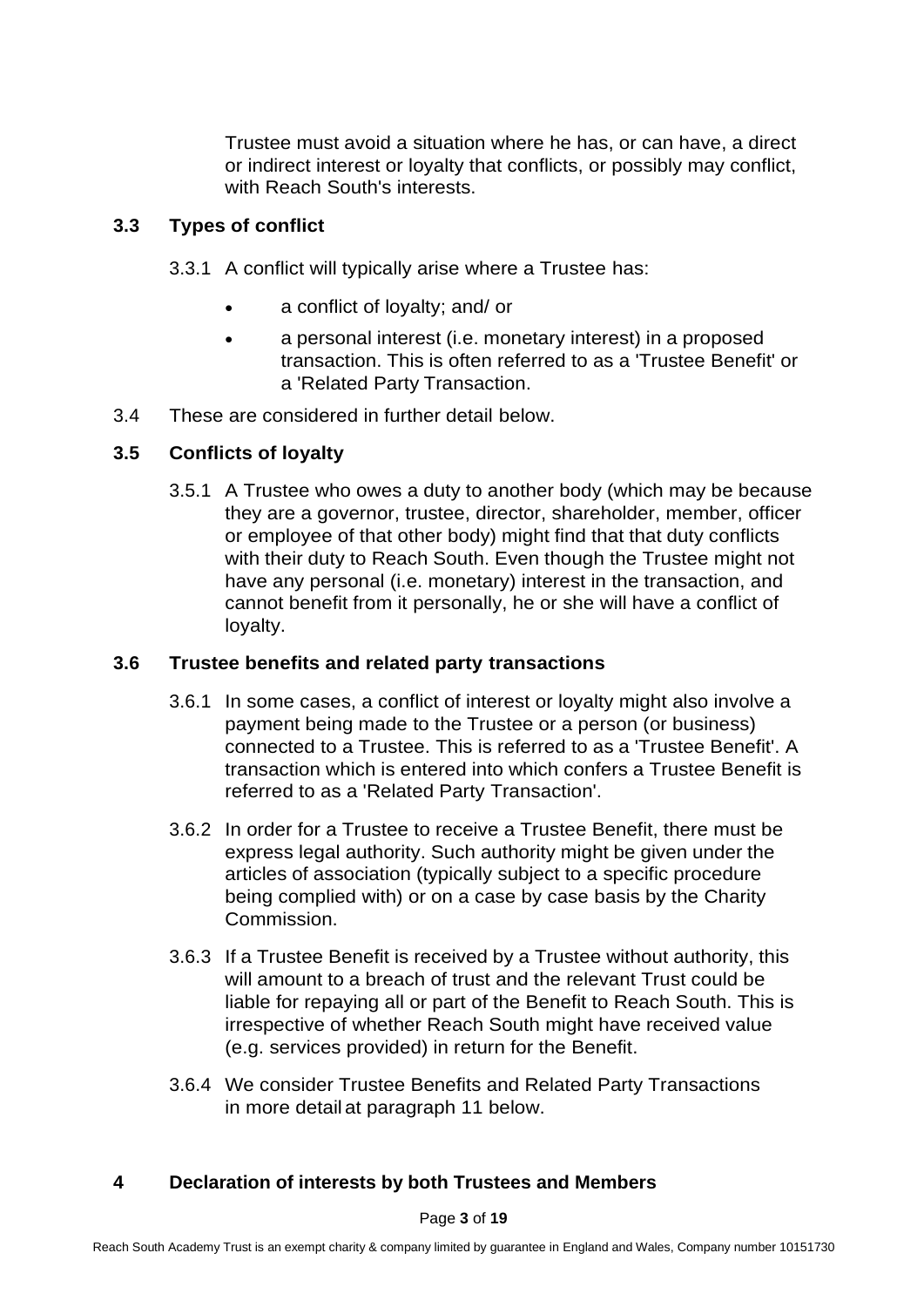Trustee must avoid a situation where he has, or can have, a direct or indirect interest or loyalty that conflicts, or possibly may conflict, with Reach South's interests.

### 3.3 Types of conflict

3.3.1 A conflict will typically arise where a Trustee has:

- a conflict of loyalty; and/ or
- a personal interest (i.e. monetary interest) in a proposed transaction. This is often referred to as a 'Trustee Benefit' or a 'Related Party Transaction.

3.4 These are considered in further detail below.

### 3.5 Conflicts of loyalty

3.5.1 A Trustee who owes a duty to another body (which may be because they are a governor, trustee, director, shareholder, member, officer or employee of that other body) might find that that duty conflicts with their duty to Reach South. Even though the Trustee might not have any personal (i.e. monetary) interest in the transaction, and cannot benefit from it personally, he or she will have a conflict of loyalty.

### 3.6 Trustee benefits and related party transactions

3.6.1 In some cases, a conflict of interest or loyalty might also involve a payment being made to the Trustee or a person (or business) connected to a Trustee. This is referred to as a 'Trustee Benefit'. A transaction which is entered into which confers a Trustee Benefit is referred to as a 'Related Party Transaction'.

3.6.2 In order for a Trustee to receive a Trustee Benefit, there must be express legal authority. Such authority might be given under the articles of association (typically subject to a specific procedure being complied with) or on a case by case basis by the Charity Commission.

3.6.3 If a Trustee Benefit is received by a Trustee without authority, this will amount to a breach of trust and the relevant Trust could be liable for repaying all or part of the Benefit to Reach South. This is irrespective of whether Reach South might have received value (e.g. services provided) in return for the Benefit.

3.6.4 We consider Trustee Benefits and Related Party Transactions in more detail at paragraph 11 below.

## 4 Declaration of interests by both Trustees and Members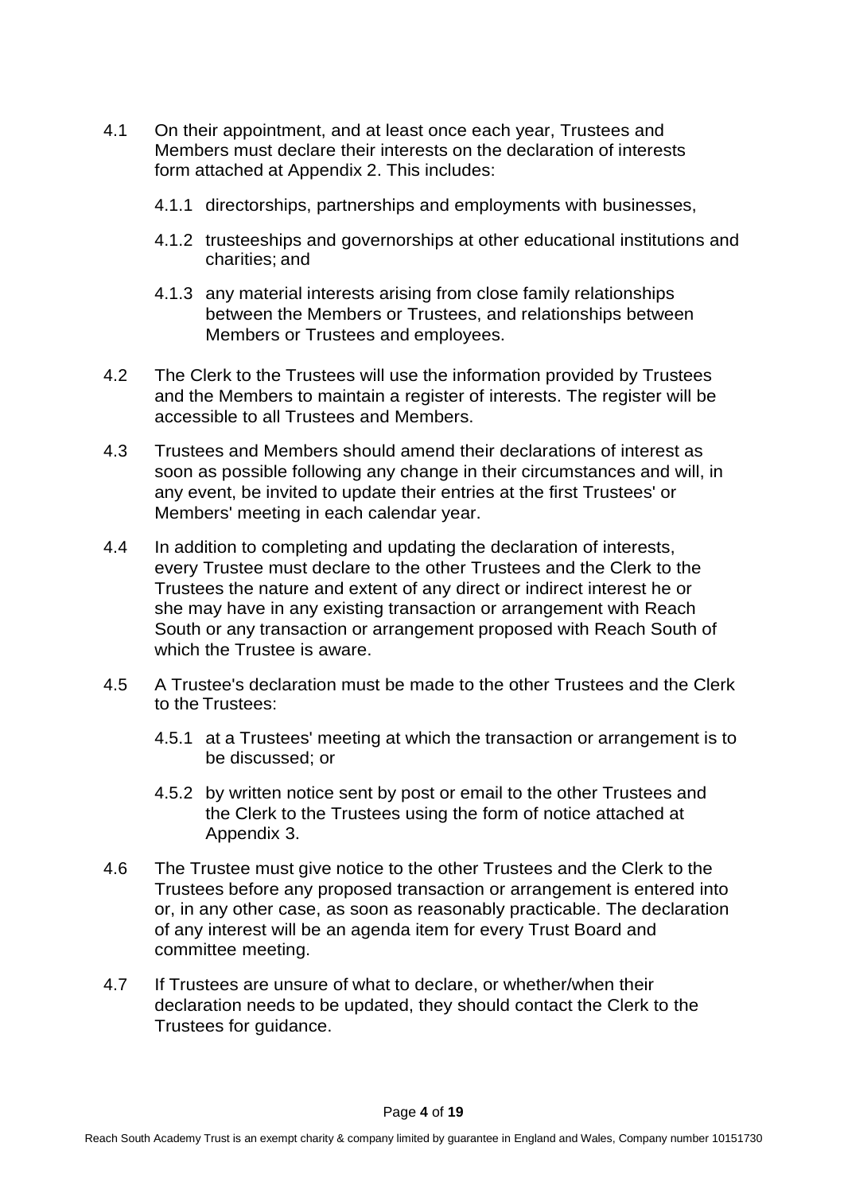4.1 On their appointment, and at least once each year, Trustees and Members must declare their interests on the declaration of interests form attached at Appendix 2. This includes:

4.1.1 directorships, partnerships and employments with businesses,

4.1.2 trusteeships and governorships at other educational institutions and charities; and

4.1.3 any material interests arising from close family relationships between the Members or Trustees, and relationships between Members or Trustees and employees.

4.2 The Clerk to the Trustees will use the information provided by Trustees and the Members to maintain a register of interests. The register will be accessible to all Trustees and Members.

4.3 Trustees and Members should amend their declarations of interest as soon as possible following any change in their circumstances and will, in any event, be invited to update their entries at the first Trustees' or Members' meeting in each calendar year.

4.4 In addition to completing and updating the declaration of interests, every Trustee must declare to the other Trustees and the Clerk to the Trustees the nature and extent of any direct or indirect interest he or she may have in any existing transaction or arrangement with Reach South or any transaction or arrangement proposed with Reach South of which the Trustee is aware.

4.5 A Trustee's declaration must be made to the other Trustees and the Clerk to the Trustees:

4.5.1 at a Trustees' meeting at which the transaction or arrangement is to be discussed; or

4.5.2 by written notice sent by post or email to the other Trustees and the Clerk to the Trustees using the form of notice attached at Appendix 3.

4.6 The Trustee must give notice to the other Trustees and the Clerk to the Trustees before any proposed transaction or arrangement is entered into or, in any other case, as soon as reasonably practicable. The declaration of any interest will be an agenda item for every Trust Board and committee meeting.

4.7 If Trustees are unsure of what to declare, or whether/when their declaration needs to be updated, they should contact the Clerk to the Trustees for guidance.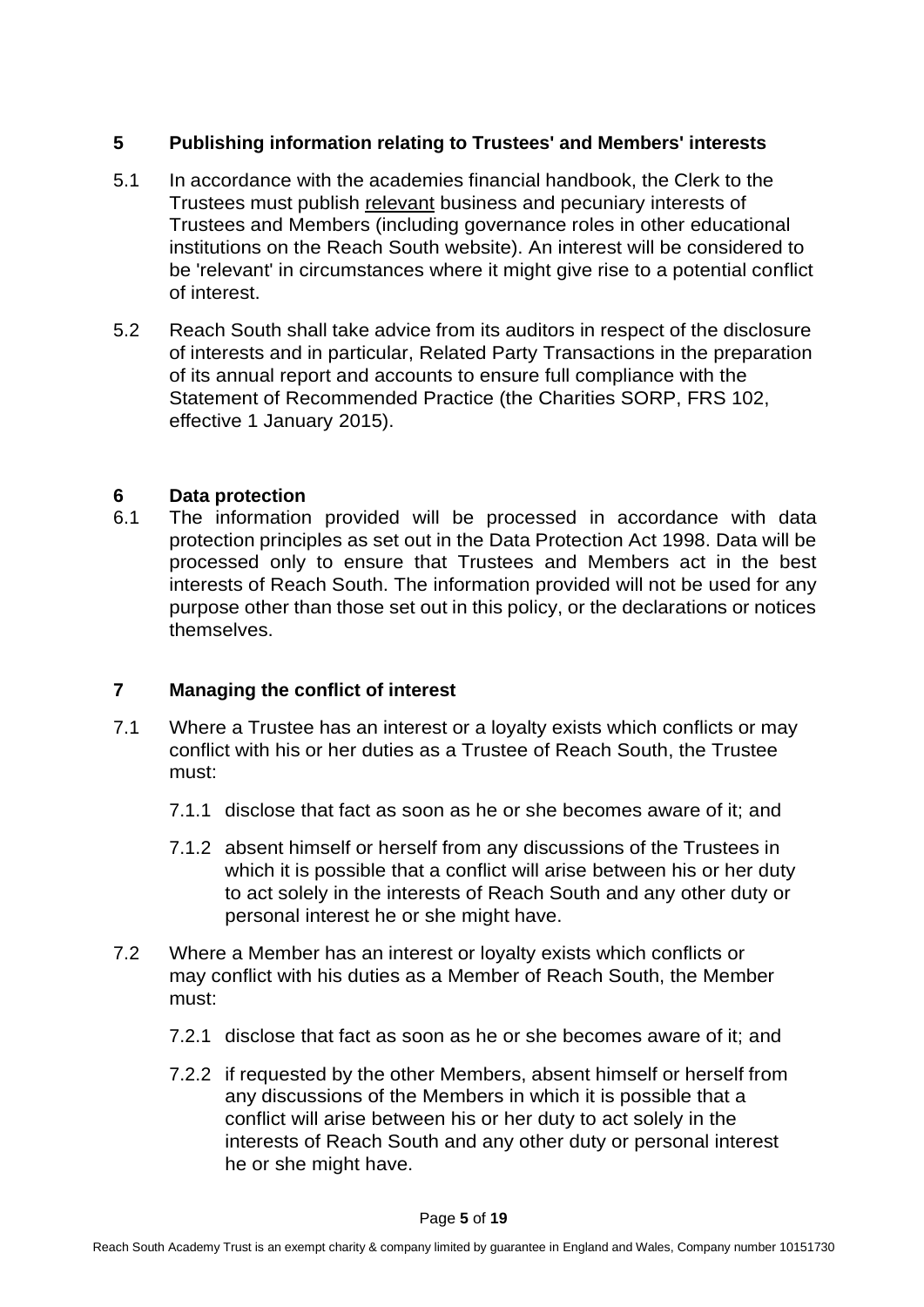## 5 Publishing information relating to Trustees' and Members' interests

5.1 In accordance with the academies financial handbook, the Clerk to the Trustees must publish relevant business and pecuniary interests of Trustees and Members (including governance roles in other educational institutions on the Reach South website). An interest will be considered to be 'relevant' in circumstances where it might give rise to a potential conflict of interest.

5.2 Reach South shall take advice from its auditors in respect of the disclosure of interests and in particular, Related Party Transactions in the preparation of its annual report and accounts to ensure full compliance with the Statement of Recommended Practice (the Charities SORP, FRS 102, effective 1 January 2015).

## 6 Data protection

6.1 The information provided will be processed in accordance with data protection principles as set out in the Data Protection Act 1998. Data will be processed only to ensure that Trustees and Members act in the best interests of Reach South. The information provided will not be used for any purpose other than those set out in this policy, or the declarations or notices themselves.

## 7 Managing the conflict of interest

7.1 Where a Trustee has an interest or a loyalty exists which conflicts or may conflict with his or her duties as a Trustee of Reach South, the Trustee must:

7.1.1 disclose that fact as soon as he or she becomes aware of it; and

7.1.2 absent himself or herself from any discussions of the Trustees in which it is possible that a conflict will arise between his or her duty to act solely in the interests of Reach South and any other duty or personal interest he or she might have.

7.2 Where a Member has an interest or loyalty exists which conflicts or may conflict with his duties as a Member of Reach South, the Member must:

7.2.1 disclose that fact as soon as he or she becomes aware of it; and

7.2.2 if requested by the other Members, absent himself or herself from any discussions of the Members in which it is possible that a conflict will arise between his or her duty to act solely in the interests of Reach South and any other duty or personal interest he or she might have.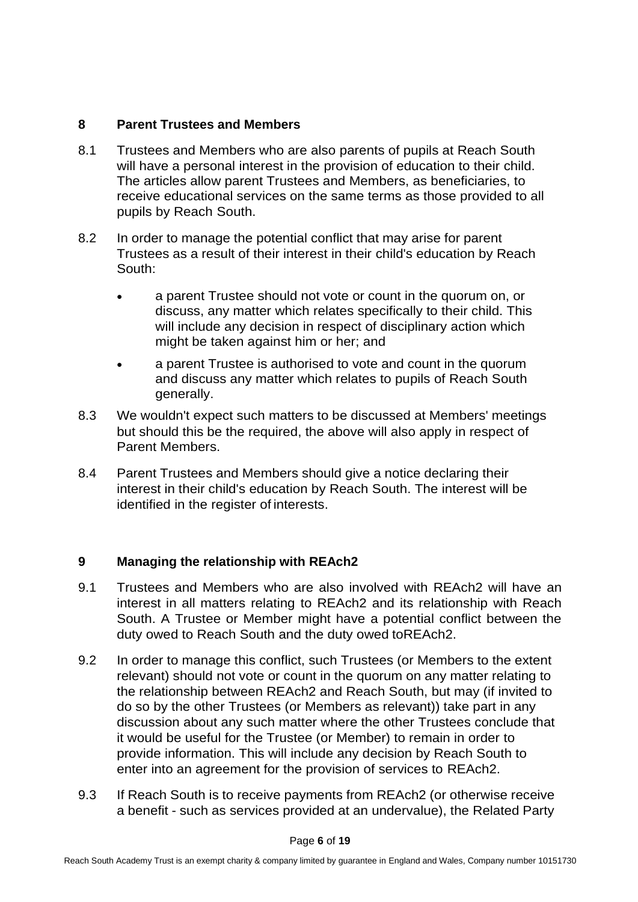## 8 Parent Trustees and Members

8.1 Trustees and Members who are also parents of pupils at Reach South will have a personal interest in the provision of education to their child. The articles allow parent Trustees and Members, as beneficiaries, to receive educational services on the same terms as those provided to all pupils by Reach South.

8.2 In order to manage the potential conflict that may arise for parent Trustees as a result of their interest in their child's education by Reach South:

- a parent Trustee should not vote or count in the quorum on, or discuss, any matter which relates specifically to their child. This will include any decision in respect of disciplinary action which might be taken against him or her; and
- a parent Trustee is authorised to vote and count in the quorum and discuss any matter which relates to pupils of Reach South generally.

8.3 We wouldn't expect such matters to be discussed at Members' meetings but should this be the required, the above will also apply in respect of Parent Members.

8.4 Parent Trustees and Members should give a notice declaring their interest in their child's education by Reach South. The interest will be identified in the register of interests.

## 9 Managing the relationship with REAch2

9.1 Trustees and Members who are also involved with REAch2 will have an interest in all matters relating to REAch2 and its relationship with Reach South. A Trustee or Member might have a potential conflict between the duty owed to Reach South and the duty owed toREAch2.

9.2 In order to manage this conflict, such Trustees (or Members to the extent relevant) should not vote or count in the quorum on any matter relating to the relationship between REAch2 and Reach South, but may (if invited to do so by the other Trustees (or Members as relevant)) take part in any discussion about any such matter where the other Trustees conclude that it would be useful for the Trustee (or Member) to remain in order to provide information. This will include any decision by Reach South to enter into an agreement for the provision of services to REAch2.

9.3 If Reach South is to receive payments from REAch2 (or otherwise receive a benefit - such as services provided at an undervalue), the Related Party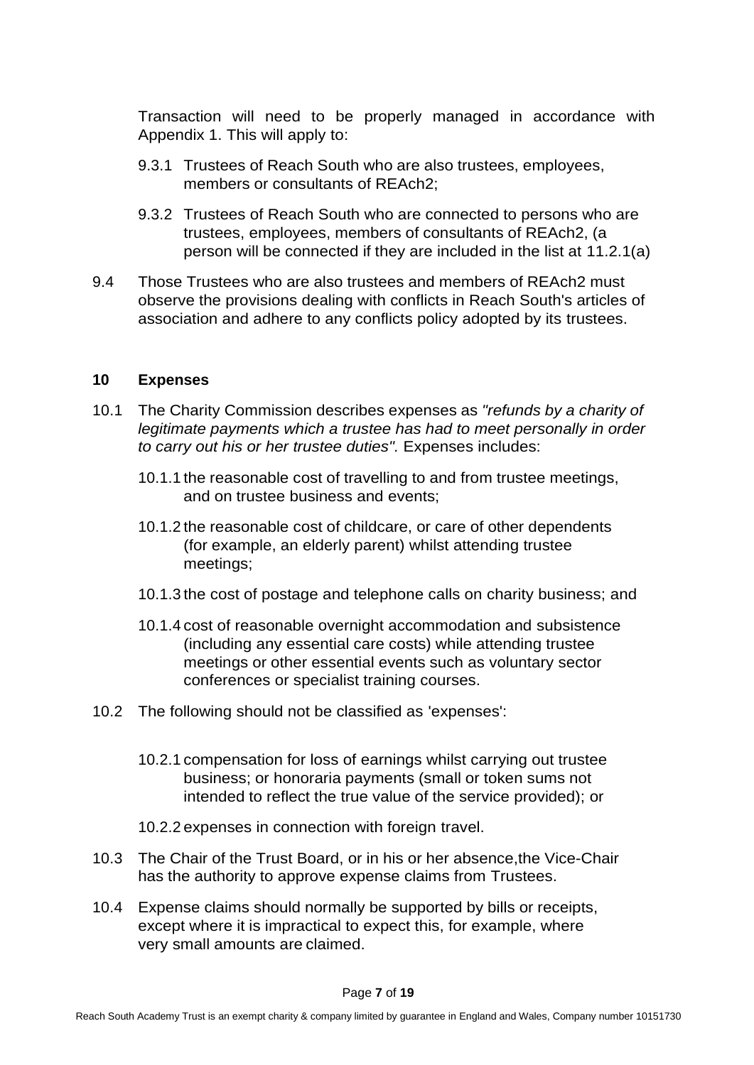Transaction will need to be properly managed in accordance with Appendix 1. This will apply to:

9.3.1 Trustees of Reach South who are also trustees, employees, members or consultants of REAch2;

9.3.2 Trustees of Reach South who are connected to persons who are trustees, employees, members of consultants of REAch2, (a person will be connected if they are included in the list at 11.2.1(a)

9.4 Those Trustees who are also trustees and members of REAch2 must observe the provisions dealing with conflicts in Reach South's articles of association and adhere to any conflicts policy adopted by its trustees.

## 10 Expenses

10.1 The Charity Commission describes expenses as *"refunds by a charity of legitimate payments which a trustee has had to meet personally in order to carry out his or her trustee duties".* Expenses includes:

10.1.1 the reasonable cost of travelling to and from trustee meetings, and on trustee business and events;

10.1.2 the reasonable cost of childcare, or care of other dependents (for example, an elderly parent) whilst attending trustee meetings;

10.1.3 the cost of postage and telephone calls on charity business; and

10.1.4 cost of reasonable overnight accommodation and subsistence (including any essential care costs) while attending trustee meetings or other essential events such as voluntary sector conferences or specialist training courses.

10.2 The following should not be classified as 'expenses':

10.2.1 compensation for loss of earnings whilst carrying out trustee business; or honoraria payments (small or token sums not intended to reflect the true value of the service provided); or

10.2.2 expenses in connection with foreign travel.

10.3 The Chair of the Trust Board, or in his or her absence,the Vice-Chair has the authority to approve expense claims from Trustees.

10.4 Expense claims should normally be supported by bills or receipts, except where it is impractical to expect this, for example, where very small amounts are claimed.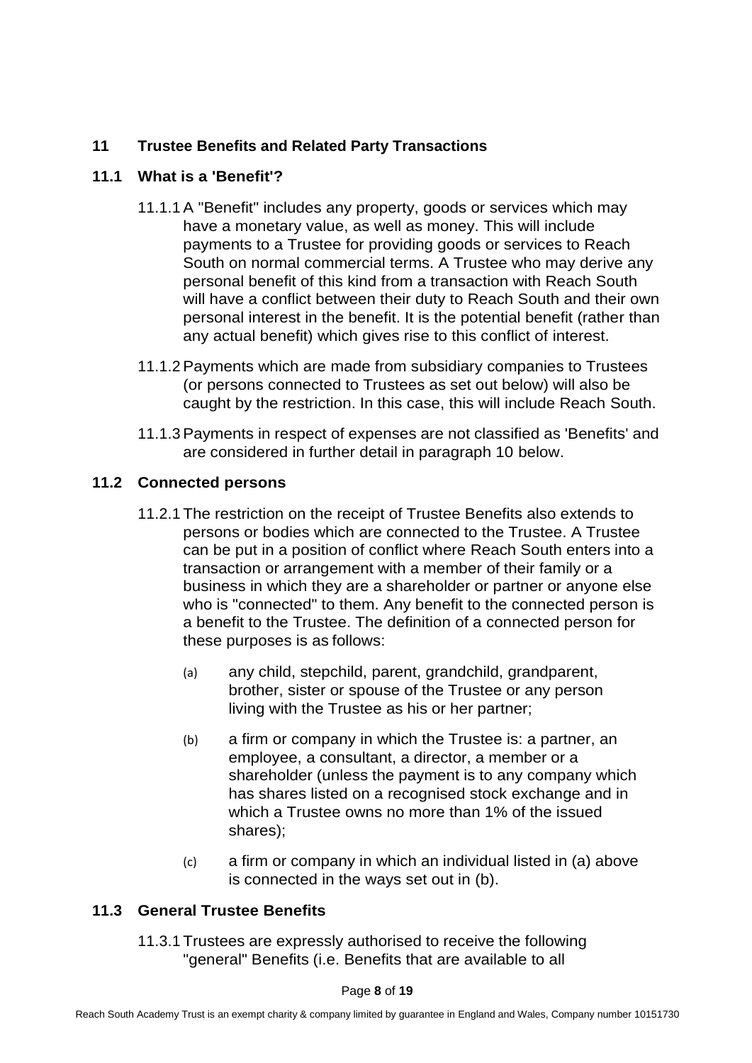## 11 Trustee Benefits and Related Party Transactions

### 11.1 What is a 'Benefit'?

11.1.1 A "Benefit" includes any property, goods or services which may have a monetary value, as well as money. This will include payments to a Trustee for providing goods or services to Reach South on normal commercial terms. A Trustee who may derive any personal benefit of this kind from a transaction with Reach South will have a conflict between their duty to Reach South and their own personal interest in the benefit. It is the potential benefit (rather than any actual benefit) which gives rise to this conflict of interest.

11.1.2 Payments which are made from subsidiary companies to Trustees (or persons connected to Trustees as set out below) will also be caught by the restriction. In this case, this will include Reach South.

11.1.3 Payments in respect of expenses are not classified as 'Benefits' and are considered in further detail in paragraph 10 below.

### 11.2 Connected persons

11.2.1 The restriction on the receipt of Trustee Benefits also extends to persons or bodies which are connected to the Trustee. A Trustee can be put in a position of conflict where Reach South enters into a transaction or arrangement with a member of their family or a business in which they are a shareholder or partner or anyone else who is "connected" to them. Any benefit to the connected person is a benefit to the Trustee. The definition of a connected person for these purposes is as follows:

(a) any child, stepchild, parent, grandchild, grandparent, brother, sister or spouse of the Trustee or any person living with the Trustee as his or her partner;

(b) a firm or company in which the Trustee is: a partner, an employee, a consultant, a director, a member or a shareholder (unless the payment is to any company which has shares listed on a recognised stock exchange and in which a Trustee owns no more than 1% of the issued shares);

(c) a firm or company in which an individual listed in (a) above is connected in the ways set out in (b).

### 11.3 General Trustee Benefits

11.3.1 Trustees are expressly authorised to receive the following "general" Benefits (i.e. Benefits that are available to all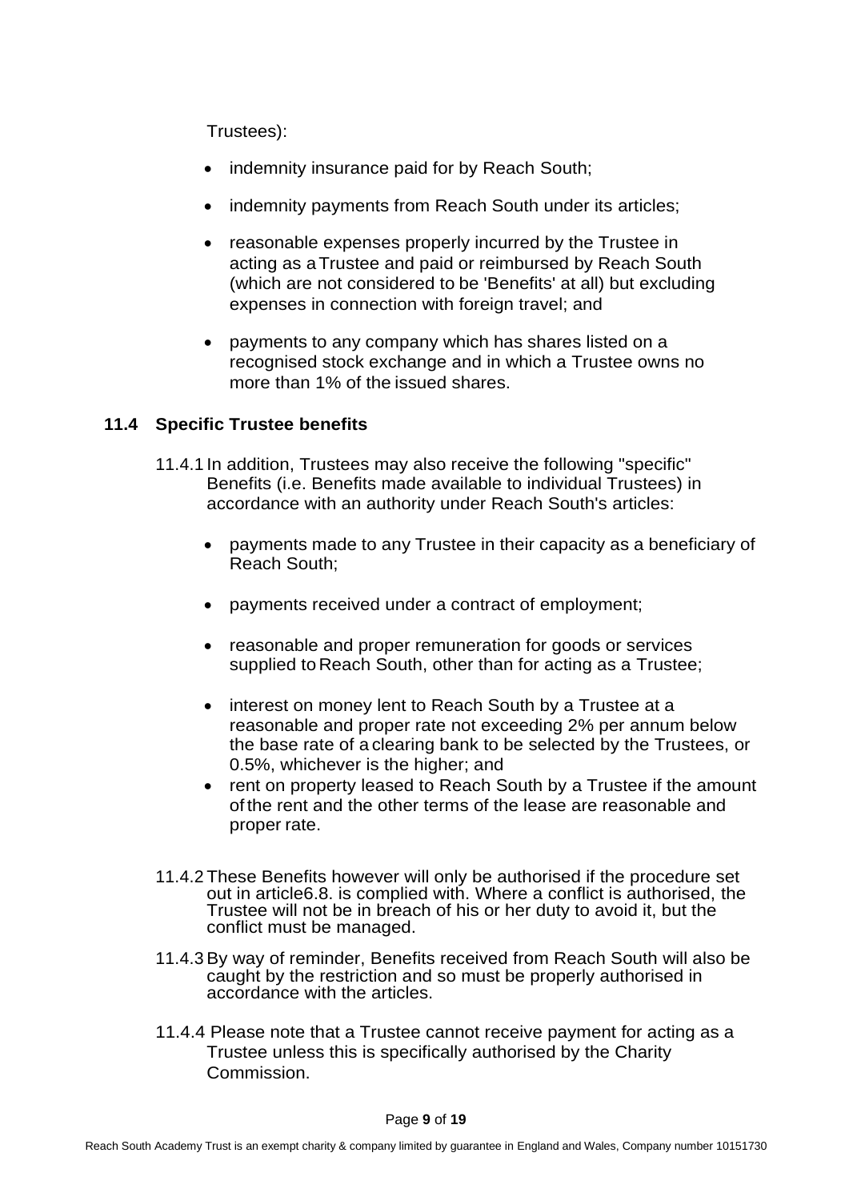Trustees):

- indemnity insurance paid for by Reach South;
- indemnity payments from Reach South under its articles;
- reasonable expenses properly incurred by the Trustee in acting as a Trustee and paid or reimbursed by Reach South (which are not considered to be 'Benefits' at all) but excluding expenses in connection with foreign travel; and
- payments to any company which has shares listed on a recognised stock exchange and in which a Trustee owns no more than 1% of the issued shares.

### 11.4 Specific Trustee benefits

11.4.1 In addition, Trustees may also receive the following "specific" Benefits (i.e. Benefits made available to individual Trustees) in accordance with an authority under Reach South's articles:

- payments made to any Trustee in their capacity as a beneficiary of Reach South;
- payments received under a contract of employment;
- reasonable and proper remuneration for goods or services supplied to Reach South, other than for acting as a Trustee;
- interest on money lent to Reach South by a Trustee at a reasonable and proper rate not exceeding 2% per annum below the base rate of a clearing bank to be selected by the Trustees, or 0.5%, whichever is the higher; and
- rent on property leased to Reach South by a Trustee if the amount of the rent and the other terms of the lease are reasonable and proper rate.

11.4.2 These Benefits however will only be authorised if the procedure set out in article6.8. is complied with. Where a conflict is authorised, the Trustee will not be in breach of his or her duty to avoid it, but the conflict must be managed.

11.4.3 By way of reminder, Benefits received from Reach South will also be caught by the restriction and so must be properly authorised in accordance with the articles.

11.4.4 Please note that a Trustee cannot receive payment for acting as a Trustee unless this is specifically authorised by the Charity Commission.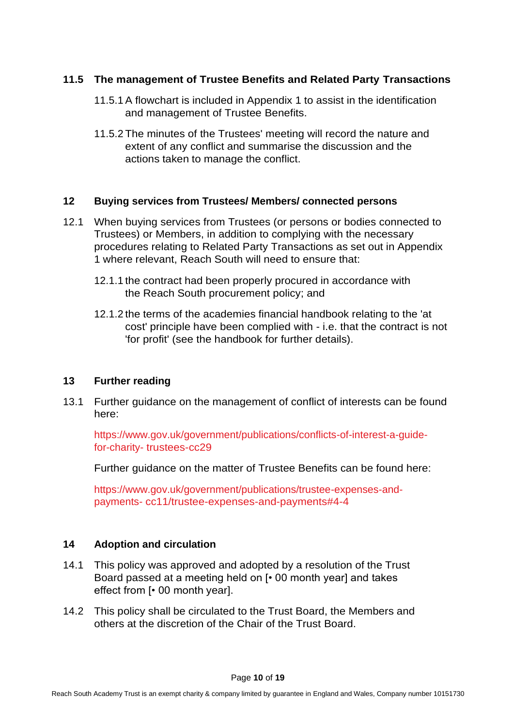### 11.5 The management of Trustee Benefits and Related Party Transactions

11.5.1 A flowchart is included in Appendix 1 to assist in the identification and management of Trustee Benefits.

11.5.2 The minutes of the Trustees' meeting will record the nature and extent of any conflict and summarise the discussion and the actions taken to manage the conflict.

## 12 Buying services from Trustees/ Members/ connected persons

12.1 When buying services from Trustees (or persons or bodies connected to Trustees) or Members, in addition to complying with the necessary procedures relating to Related Party Transactions as set out in Appendix 1 where relevant, Reach South will need to ensure that:

12.1.1 the contract had been properly procured in accordance with the Reach South procurement policy; and

12.1.2 the terms of the academies financial handbook relating to the 'at cost' principle have been complied with - i.e. that the contract is not 'for profit' (see the handbook for further details).

## 13 Further reading

13.1 Further guidance on the management of conflict of interests can be found here:

https://www.gov.uk/government/publications/conflicts-of-interest-a-guide-for-charity- trustees-cc29

Further guidance on the matter of Trustee Benefits can be found here:

https://www.gov.uk/government/publications/trustee-expenses-and-payments- cc11/trustee-expenses-and-payments#4-4

## 14 Adoption and circulation

14.1 This policy was approved and adopted by a resolution of the Trust Board passed at a meeting held on [• 00 month year] and takes effect from [• 00 month year].

14.2 This policy shall be circulated to the Trust Board, the Members and others at the discretion of the Chair of the Trust Board.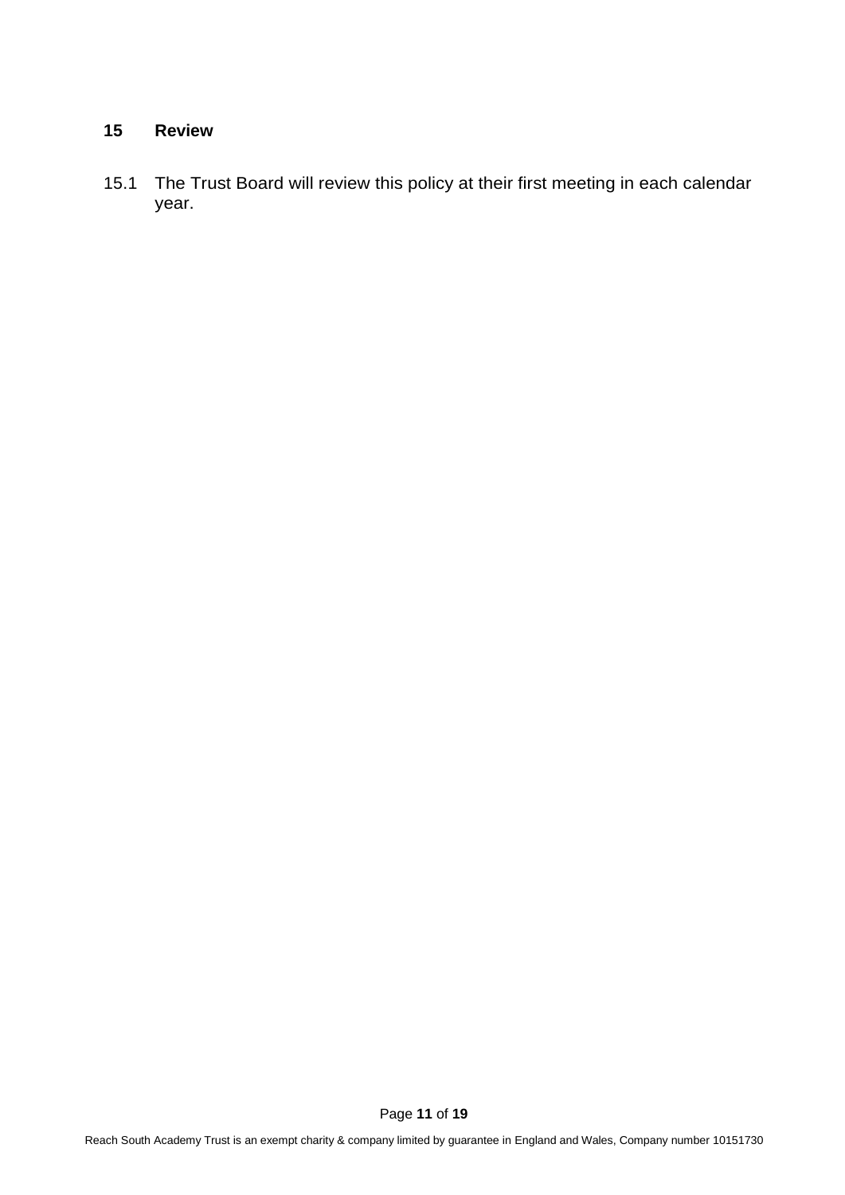## 15 Review

15.1 The Trust Board will review this policy at their first meeting in each calendar year.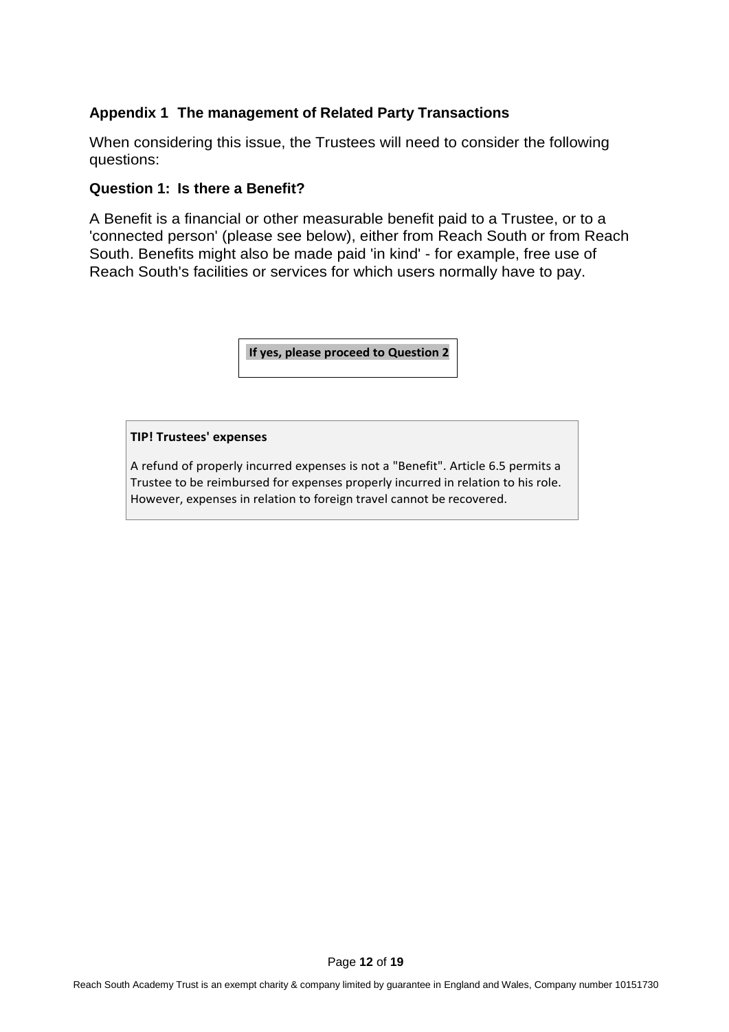### Appendix 1 The management of Related Party Transactions

When considering this issue, the Trustees will need to consider the following questions:

#### Question 1: Is there a Benefit?

A Benefit is a financial or other measurable benefit paid to a Trustee, or to a 'connected person' (please see below), either from Reach South or from Reach South. Benefits might also be made paid 'in kind' - for example, free use of Reach South's facilities or services for which users normally have to pay.

**If yes, please proceed to Question 2**

**TIP! Trustees' expenses**

A refund of properly incurred expenses is not a "Benefit". Article 6.5 permits a Trustee to be reimbursed for expenses properly incurred in relation to his role. However, expenses in relation to foreign travel cannot be recovered.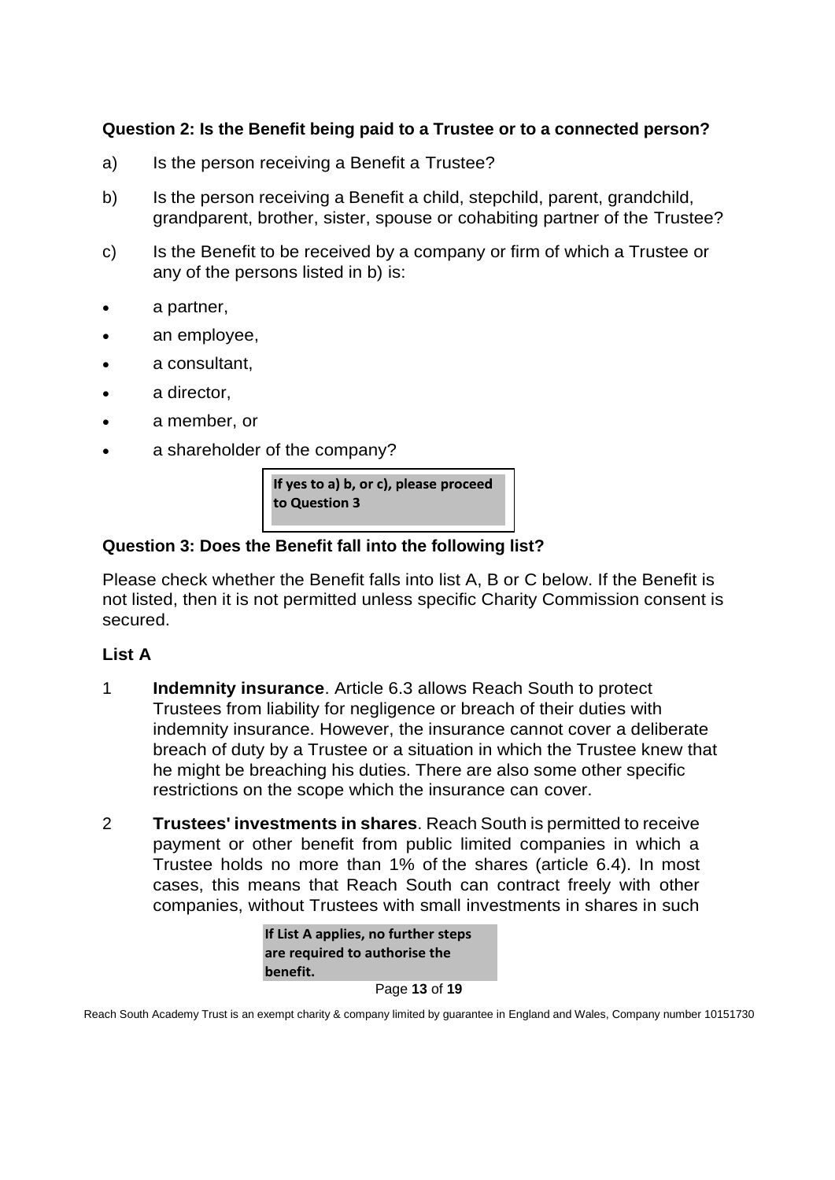### Question 2: Is the Benefit being paid to a Trustee or to a connected person?

a) Is the person receiving a Benefit a Trustee?

b) Is the person receiving a Benefit a child, stepchild, parent, grandchild, grandparent, brother, sister, spouse or cohabiting partner of the Trustee?

c) Is the Benefit to be received by a company or firm of which a Trustee or any of the persons listed in b) is:

- a partner,
- an employee,
- a consultant,
- a director,
- a member, or
- a shareholder of the company?

**If yes to a) b), or c), please proceed to Question 3**

### Question 3: Does the Benefit fall into the following list?

Please check whether the Benefit falls into list A, B or C below. If the Benefit is not listed, then it is not permitted unless specific Charity Commission consent is secured.

### List A

1 **Indemnity insurance**. Article 6.3 allows Reach South to protect Trustees from liability for negligence or breach of their duties with indemnity insurance. However, the insurance cannot cover a deliberate breach of duty by a Trustee or a situation in which the Trustee knew that he might be breaching his duties. There are also some other specific restrictions on the scope which the insurance can cover.

2 **Trustees' investments in shares**. Reach South is permitted to receive payment or other benefit from public limited companies in which a Trustee holds no more than 1% of the shares (article 6.4). In most cases, this means that Reach South can contract freely with other companies, without Trustees with small investments in shares in such

**If List A applies, no further steps are required to authorise the benefit.**

Reach South Academy Trust is an exempt charity & company limited by guarantee in England and Wales, Company number 10151730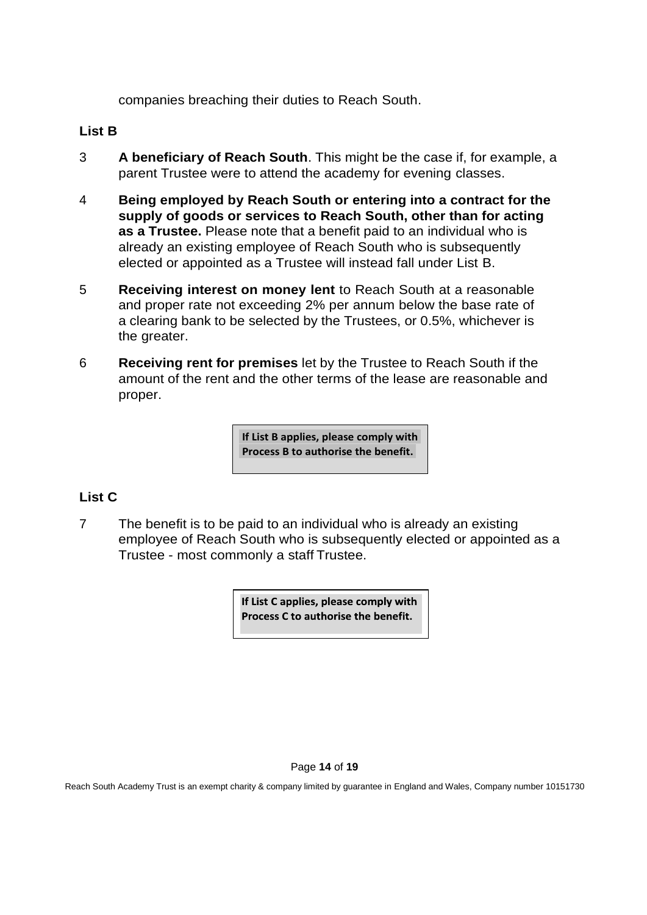companies breaching their duties to Reach South.

**List B**

3 **A beneficiary of Reach South**. This might be the case if, for example, a parent Trustee were to attend the academy for evening classes.

4 **Being employed by Reach South or entering into a contract for the supply of goods or services to Reach South, other than for acting as a Trustee.** Please note that a benefit paid to an individual who is already an existing employee of Reach South who is subsequently elected or appointed as a Trustee will instead fall under List B.

5 **Receiving interest on money lent** to Reach South at a reasonable and proper rate not exceeding 2% per annum below the base rate of a clearing bank to be selected by the Trustees, or 0.5%, whichever is the greater.

6 **Receiving rent for premises** let by the Trustee to Reach South if the amount of the rent and the other terms of the lease are reasonable and proper.

> **If List B applies, please comply with Process B to authorise the benefit.**

**List C**

7 The benefit is to be paid to an individual who is already an existing employee of Reach South who is subsequently elected or appointed as a Trustee - most commonly a staff Trustee.

> **If List C applies, please comply with Process C to authorise the benefit.**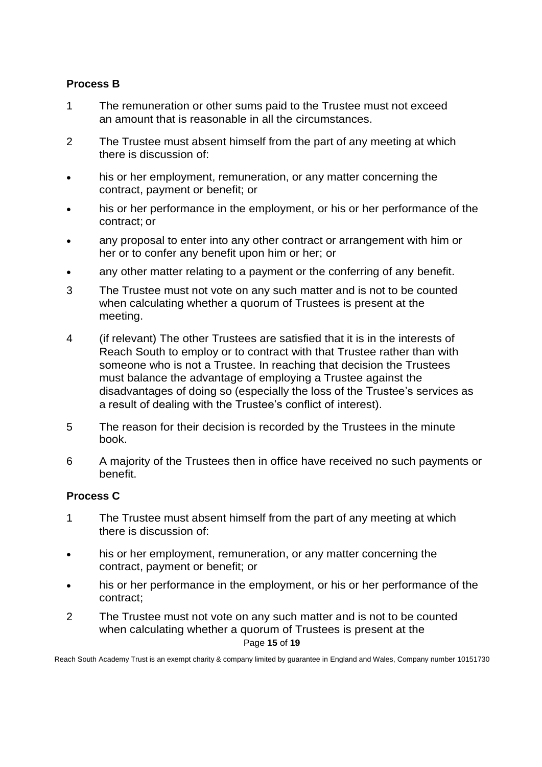### Process B

1. The remuneration or other sums paid to the Trustee must not exceed an amount that is reasonable in all the circumstances.

2. The Trustee must absent himself from the part of any meeting at which there is discussion of:

- his or her employment, remuneration, or any matter concerning the contract, payment or benefit; or
- his or her performance in the employment, or his or her performance of the contract; or
- any proposal to enter into any other contract or arrangement with him or her or to confer any benefit upon him or her; or
- any other matter relating to a payment or the conferring of any benefit.

3. The Trustee must not vote on any such matter and is not to be counted when calculating whether a quorum of Trustees is present at the meeting.

4. (if relevant) The other Trustees are satisfied that it is in the interests of Reach South to employ or to contract with that Trustee rather than with someone who is not a Trustee. In reaching that decision the Trustees must balance the advantage of employing a Trustee against the disadvantages of doing so (especially the loss of the Trustee's services as a result of dealing with the Trustee's conflict of interest).

5. The reason for their decision is recorded by the Trustees in the minute book.

6. A majority of the Trustees then in office have received no such payments or benefit.

### Process C

1. The Trustee must absent himself from the part of any meeting at which there is discussion of:

- his or her employment, remuneration, or any matter concerning the contract, payment or benefit; or
- his or her performance in the employment, or his or her performance of the contract;

2. The Trustee must not vote on any such matter and is not to be counted when calculating whether a quorum of Trustees is present at the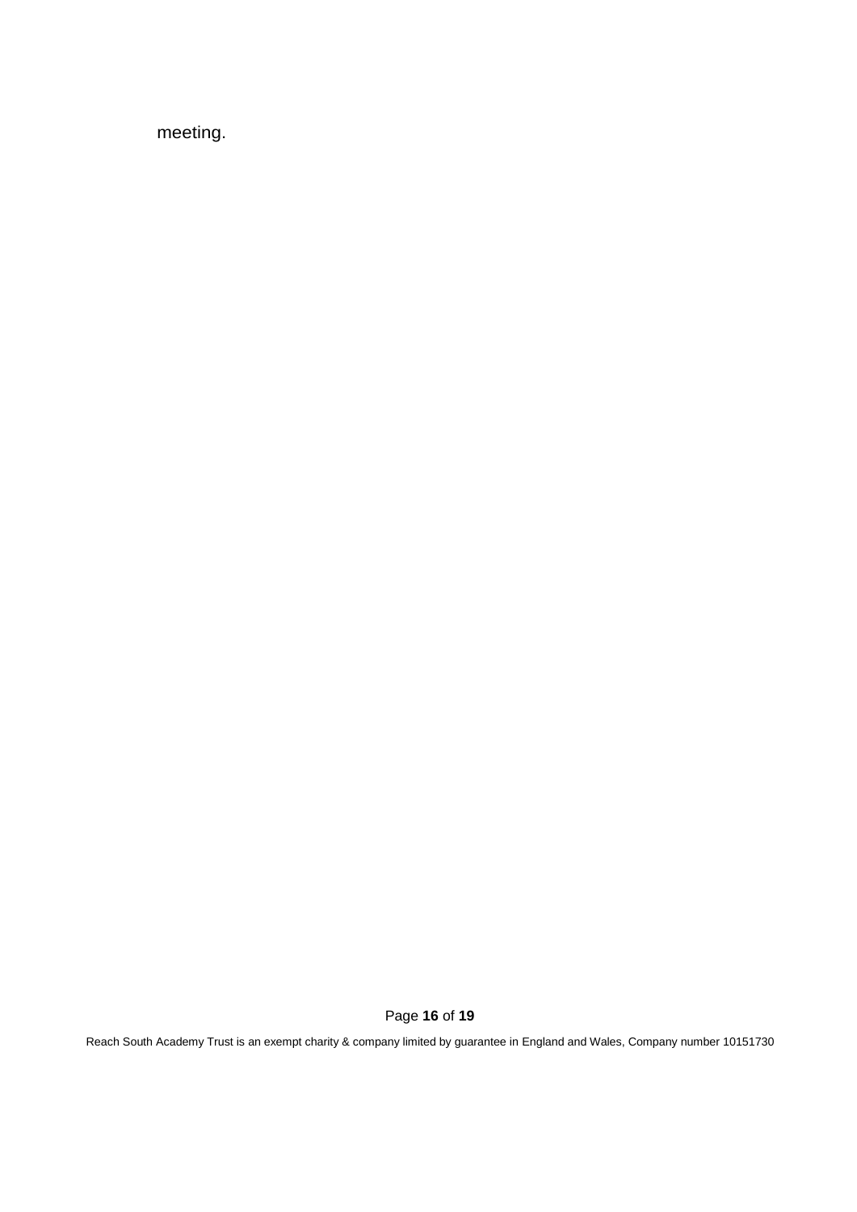meeting.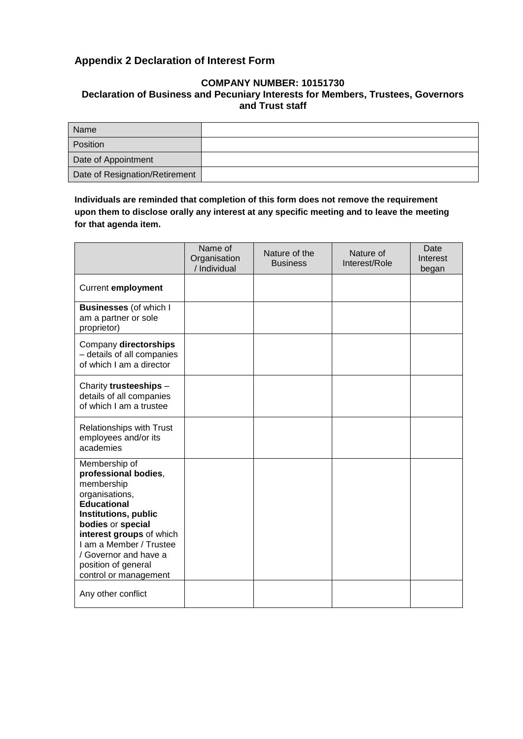## Appendix 2 Declaration of Interest Form

**COMPANY NUMBER: 10151730**
**Declaration of Business and Pecuniary Interests for Members, Trustees, Governors and Trust staff**

| Name | |
|---|---|
| Position | |
| Date of Appointment | |
| Date of Resignation/Retirement | |

**Individuals are reminded that completion of this form does not remove the requirement upon them to disclose orally any interest at any specific meeting and to leave the meeting for that agenda item.**

| | Name of Organisation / Individual | Nature of the Business | Nature of Interest/Role | Date Interest began |
|---|---|---|---|---|
| Current **employment** | | | | |
| **Businesses** (of which I am a partner or sole proprietor) | | | | |
| Company **directorships** – details of all companies of which I am a director | | | | |
| Charity **trusteeships** – details of all companies of which I am a trustee | | | | |
| Relationships with Trust employees and/or its academies | | | | |
| Membership of **professional bodies**, membership organisations, **Educational Institutions, public bodies** or **special interest groups** of which I am a Member / Trustee / Governor and have a position of general control or management | | | | |
| Any other conflict | | | | |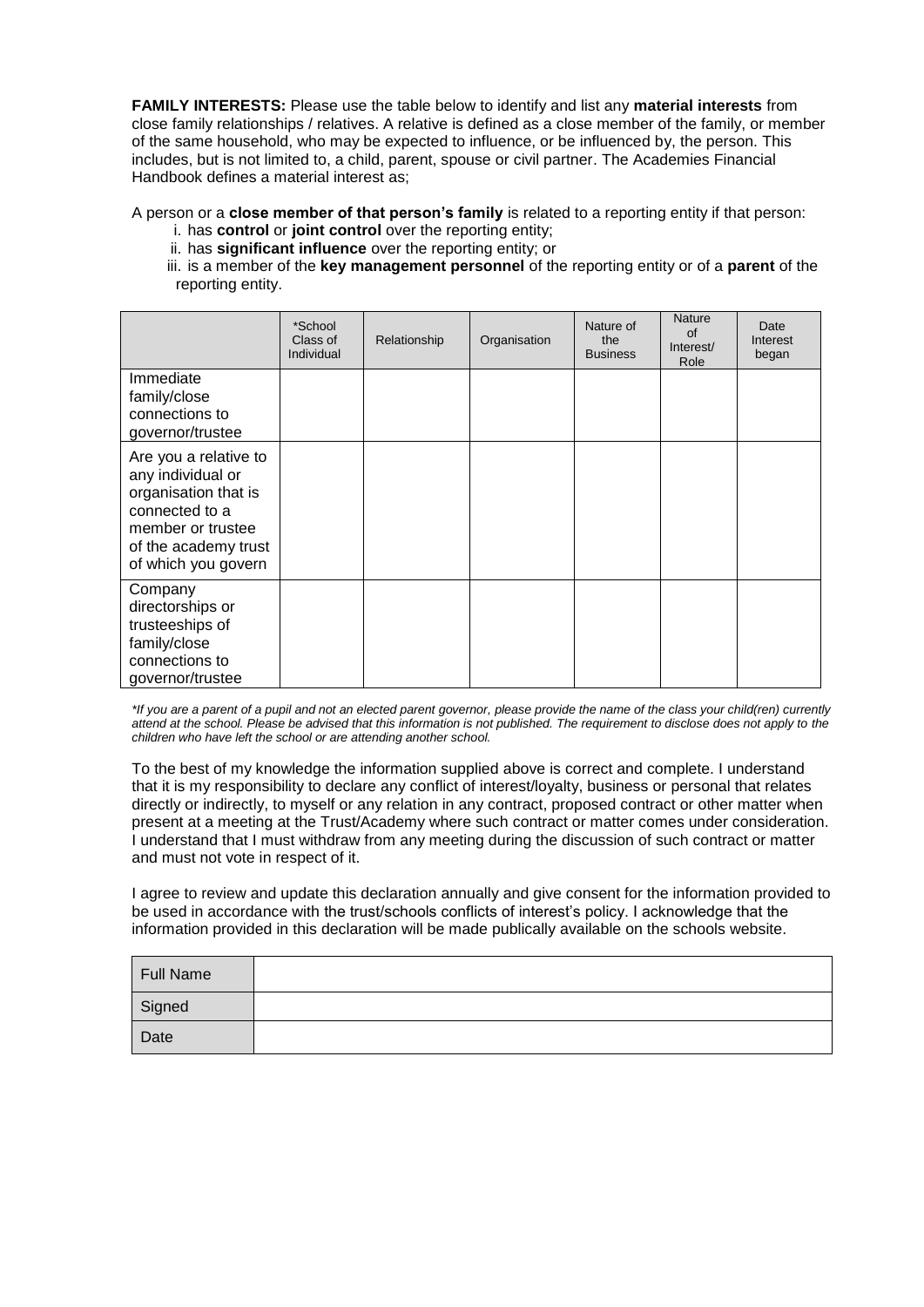**FAMILY INTERESTS:** Please use the table below to identify and list any **material interests** from close family relationships / relatives. A relative is defined as a close member of the family, or member of the same household, who may be expected to influence, or be influenced by, the person. This includes, but is not limited to, a child, parent, spouse or civil partner. The Academies Financial Handbook defines a material interest as;

A person or a **close member of that person's family** is related to a reporting entity if that person:

i. has **control** or **joint control** over the reporting entity;
ii. has **significant influence** over the reporting entity; or
iii. is a member of the **key management personnel** of the reporting entity or of a **parent** of the reporting entity.

| | *School Class of Individual | Relationship | Organisation | Nature of the Business | Nature of Interest/ Role | Date Interest began |
|---|---|---|---|---|---|---|
| Immediate family/close connections to governor/trustee | | | | | | |
| Are you a relative to any individual or organisation that is connected to a member or trustee of the academy trust of which you govern | | | | | | |
| Company directorships or trusteeships of family/close connections to governor/trustee | | | | | | |

*\*If you are a parent of a pupil and not an elected parent governor, please provide the name of the class your child(ren) currently attend at the school. Please be advised that this information is not published. The requirement to disclose does not apply to the children who have left the school or are attending another school.*

To the best of my knowledge the information supplied above is correct and complete. I understand that it is my responsibility to declare any conflict of interest/loyalty, business or personal that relates directly or indirectly, to myself or any relation in any contract, proposed contract or other matter when present at a meeting at the Trust/Academy where such contract or matter comes under consideration. I understand that I must withdraw from any meeting during the discussion of such contract or matter and must not vote in respect of it.

I agree to review and update this declaration annually and give consent for the information provided to be used in accordance with the trust/schools conflicts of interest's policy. I acknowledge that the information provided in this declaration will be made publically available on the schools website.

| Full Name | |
|---|---|
| Signed | |
| Date | |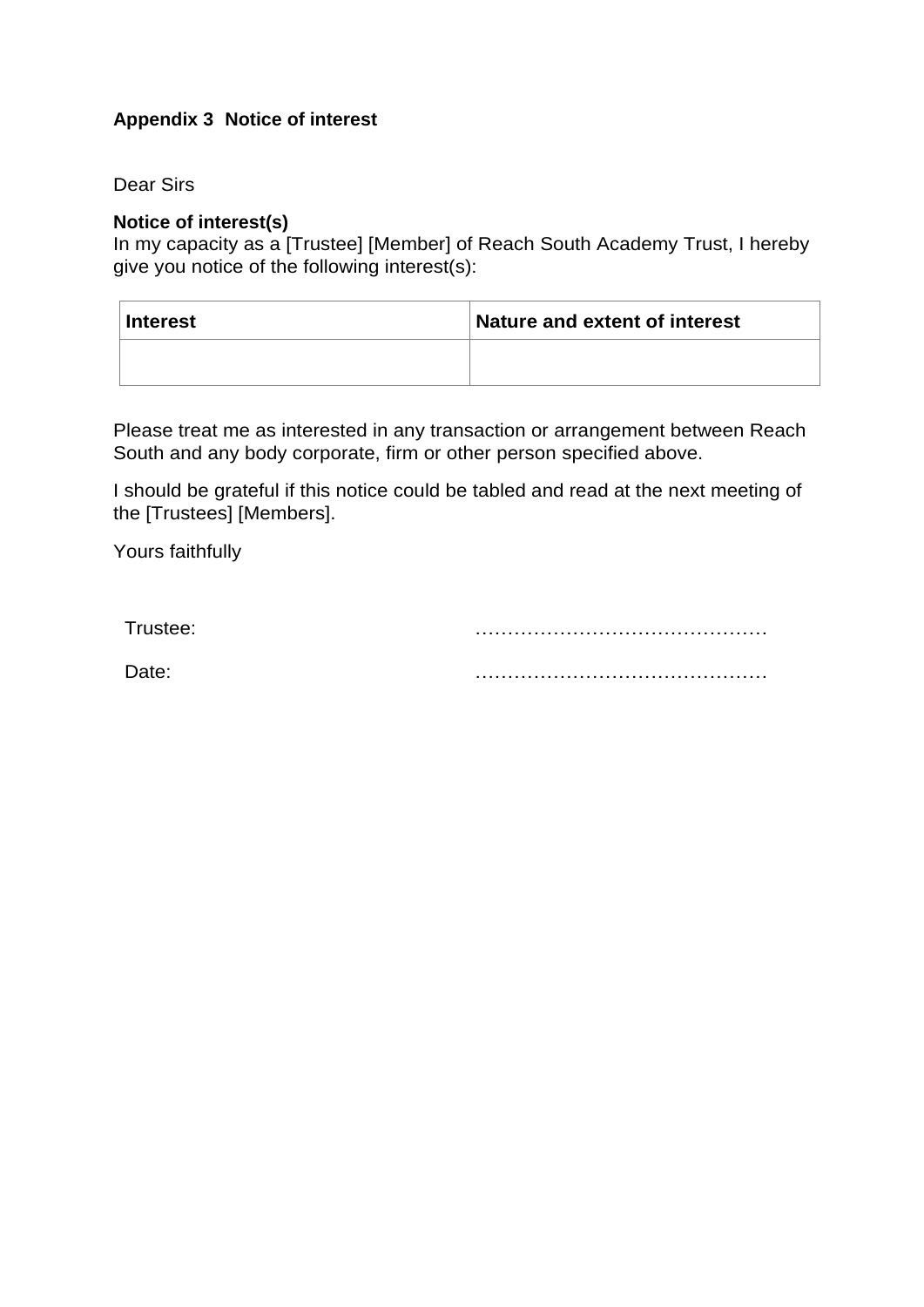**Appendix 3  Notice of interest**

Dear Sirs

**Notice of interest(s)**
In my capacity as a [Trustee] [Member] of Reach South Academy Trust, I hereby give you notice of the following interest(s):

| Interest | Nature and extent of interest |
|---|---|
| | |

Please treat me as interested in any transaction or arrangement between Reach South and any body corporate, firm or other person specified above.

I should be grateful if this notice could be tabled and read at the next meeting of the [Trustees] [Members].

Yours faithfully

Trustee: ………………………………………

Date: ………………………………………